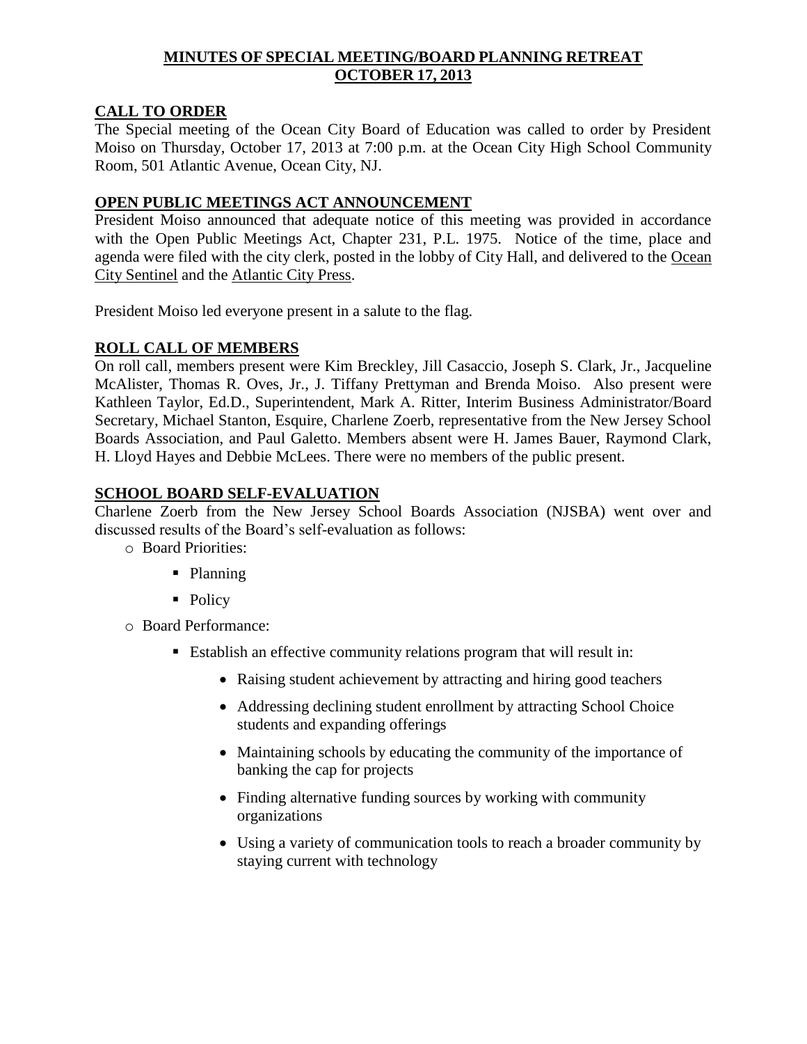# MINUTES OF SPECIAL MEETING/BOARD PLANNING RETREAT
# OCTOBER 17, 2013

## CALL TO ORDER

The Special meeting of the Ocean City Board of Education was called to order by President Moiso on Thursday, October 17, 2013 at 7:00 p.m. at the Ocean City High School Community Room, 501 Atlantic Avenue, Ocean City, NJ.

## OPEN PUBLIC MEETINGS ACT ANNOUNCEMENT

President Moiso announced that adequate notice of this meeting was provided in accordance with the Open Public Meetings Act, Chapter 231, P.L. 1975. Notice of the time, place and agenda were filed with the city clerk, posted in the lobby of City Hall, and delivered to the Ocean City Sentinel and the Atlantic City Press.

President Moiso led everyone present in a salute to the flag.

## ROLL CALL OF MEMBERS

On roll call, members present were Kim Breckley, Jill Casaccio, Joseph S. Clark, Jr., Jacqueline McAlister, Thomas R. Oves, Jr., J. Tiffany Prettyman and Brenda Moiso. Also present were Kathleen Taylor, Ed.D., Superintendent, Mark A. Ritter, Interim Business Administrator/Board Secretary, Michael Stanton, Esquire, Charlene Zoerb, representative from the New Jersey School Boards Association, and Paul Galetto. Members absent were H. James Bauer, Raymond Clark, H. Lloyd Hayes and Debbie McLees. There were no members of the public present.

## SCHOOL BOARD SELF-EVALUATION

Charlene Zoerb from the New Jersey School Boards Association (NJSBA) went over and discussed results of the Board's self-evaluation as follows:

- Board Priorities:
  - Planning
  - Policy
- Board Performance:
  - Establish an effective community relations program that will result in:
    - Raising student achievement by attracting and hiring good teachers
    - Addressing declining student enrollment by attracting School Choice students and expanding offerings
    - Maintaining schools by educating the community of the importance of banking the cap for projects
    - Finding alternative funding sources by working with community organizations
    - Using a variety of communication tools to reach a broader community by staying current with technology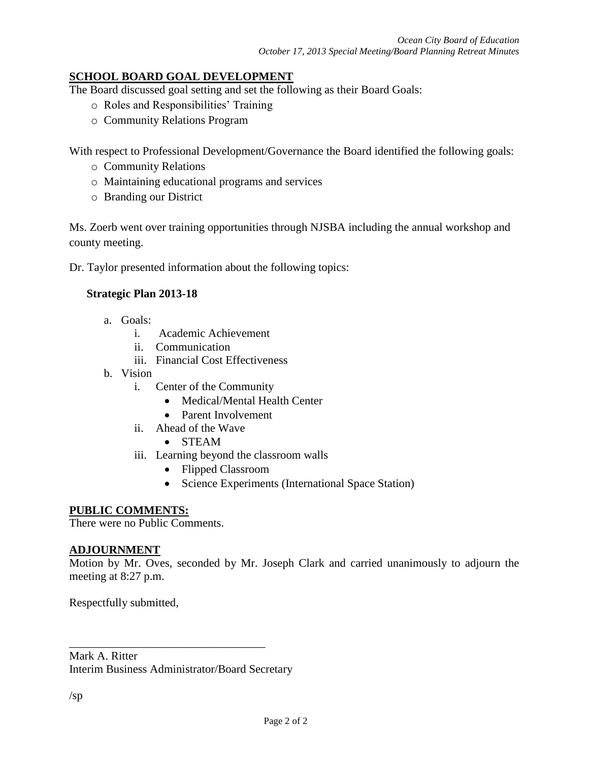## SCHOOL BOARD GOAL DEVELOPMENT

The Board discussed goal setting and set the following as their Board Goals:

- Roles and Responsibilities' Training
- Community Relations Program

With respect to Professional Development/Governance the Board identified the following goals:

- Community Relations
- Maintaining educational programs and services
- Branding our District

Ms. Zoerb went over training opportunities through NJSBA including the annual workshop and county meeting.

Dr. Taylor presented information about the following topics:

**Strategic Plan 2013-18**

a. Goals:
    i. Academic Achievement
    ii. Communication
    iii. Financial Cost Effectiveness
b. Vision
    i. Center of the Community
        - Medical/Mental Health Center
        - Parent Involvement
    ii. Ahead of the Wave
        - STEAM
    iii. Learning beyond the classroom walls
        - Flipped Classroom
        - Science Experiments (International Space Station)

## PUBLIC COMMENTS:

There were no Public Comments.

## ADJOURNMENT

Motion by Mr. Oves, seconded by Mr. Joseph Clark and carried unanimously to adjourn the meeting at 8:27 p.m.

Respectfully submitted,

\_\_\_\_\_\_\_\_\_\_\_\_\_\_\_\_\_\_\_\_\_\_\_\_\_\_\_\_\_\_\_\_\_\_

Mark A. Ritter
Interim Business Administrator/Board Secretary

/sp